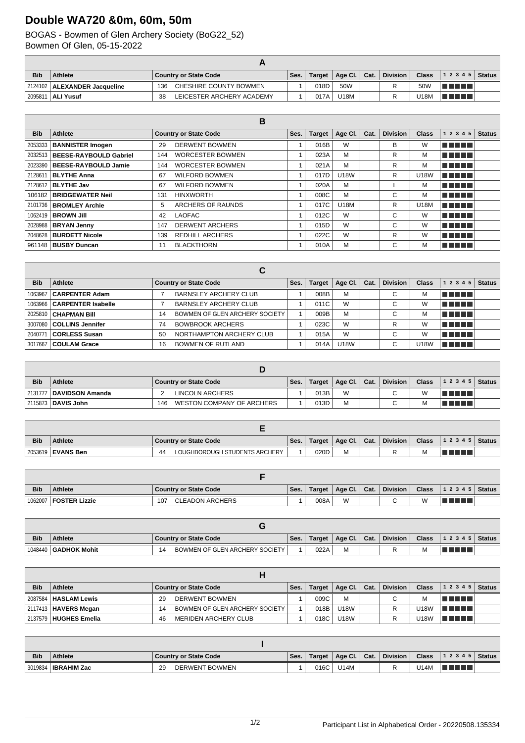# Double WA720 &0m, 60m, 50m

BOGAS - Bowmen of Glen Archery Society (BoG22_52)
Bowmen Of Glen, 05-15-2022

| A | | | | | | | | | | | | |
|---|---|---|---|---|---|---|---|---|---|---|---|---|
| **Bib** | **Athlete** | **Country or State Code** | | **Ses.** | **Target** | **Age Cl.** | **Cat.** | **Division** | **Class** | **1 2 3 4 5** | **Status** |
| 2124102 | **ALEXANDER Jacqueline** | 136 | CHESHIRE COUNTY BOWMEN | 1 | 018D | 50W | | R | 50W | | |
| 2095811 | **ALI Yusuf** | 38 | LEICESTER ARCHERY ACADEMY | 1 | 017A | U18M | | R | U18M | | |

| B | | | | | | | | | | | |
|---|---|---|---|---|---|---|---|---|---|---|---|
| **Bib** | **Athlete** | **Country or State Code** | | **Ses.** | **Target** | **Age Cl.** | **Cat.** | **Division** | **Class** | **1 2 3 4 5** | **Status** |
| 2053333 | **BANNISTER Imogen** | 29 | DERWENT BOWMEN | 1 | 016B | W | | B | W | | |
| 2032513 | **BEESE-RAYBOULD Gabriel** | 144 | WORCESTER BOWMEN | 1 | 023A | M | | R | M | | |
| 2023390 | **BEESE-RAYBOULD Jamie** | 144 | WORCESTER BOWMEN | 1 | 021A | M | | R | M | | |
| 2128611 | **BLYTHE Anna** | 67 | WILFORD BOWMEN | 1 | 017D | U18W | | R | U18W | | |
| 2128612 | **BLYTHE Jav** | 67 | WILFORD BOWMEN | 1 | 020A | M | | L | M | | |
| 106182 | **BRIDGEWATER Neil** | 131 | HINXWORTH | 1 | 008C | M | | C | M | | |
| 2101736 | **BROMLEY Archie** | 5 | ARCHERS OF RAUNDS | 1 | 017C | U18M | | R | U18M | | |
| 1062419 | **BROWN Jill** | 42 | LAOFAC | 1 | 012C | W | | C | W | | |
| 2028988 | **BRYAN Jenny** | 147 | DERWENT ARCHERS | 1 | 015D | W | | C | W | | |
| 2048628 | **BURDETT Nicole** | 139 | REDHILL ARCHERS | 1 | 022C | W | | R | W | | |
| 961148 | **BUSBY Duncan** | 11 | BLACKTHORN | 1 | 010A | M | | C | M | | |

| C | | | | | | | | | | | |
|---|---|---|---|---|---|---|---|---|---|---|---|
| **Bib** | **Athlete** | **Country or State Code** | | **Ses.** | **Target** | **Age Cl.** | **Cat.** | **Division** | **Class** | **1 2 3 4 5** | **Status** |
| 1063967 | **CARPENTER Adam** | 7 | BARNSLEY ARCHERY CLUB | 1 | 008B | M | | C | M | | |
| 1063966 | **CARPENTER Isabelle** | 7 | BARNSLEY ARCHERY CLUB | 1 | 011C | W | | C | W | | |
| 2025810 | **CHAPMAN Bill** | 14 | BOWMEN OF GLEN ARCHERY SOCIETY | 1 | 009B | M | | C | M | | |
| 3007080 | **COLLINS Jennifer** | 74 | BOWBROOK ARCHERS | 1 | 023C | W | | R | W | | |
| 2040771 | **CORLESS Susan** | 50 | NORTHAMPTON ARCHERY CLUB | 1 | 015A | W | | C | W | | |
| 3017667 | **COULAM Grace** | 16 | BOWMEN OF RUTLAND | 1 | 014A | U18W | | C | U18W | | |

| D | | | | | | | | | | | |
|---|---|---|---|---|---|---|---|---|---|---|---|
| **Bib** | **Athlete** | **Country or State Code** | | **Ses.** | **Target** | **Age Cl.** | **Cat.** | **Division** | **Class** | **1 2 3 4 5** | **Status** |
| 2131777 | **DAVIDSON Amanda** | 2 | LINCOLN ARCHERS | 1 | 013B | W | | C | W | | |
| 2115873 | **DAVIS John** | 146 | WESTON COMPANY OF ARCHERS | 1 | 013D | M | | C | M | | |

| E | | | | | | | | | | | |
|---|---|---|---|---|---|---|---|---|---|---|---|
| **Bib** | **Athlete** | **Country or State Code** | | **Ses.** | **Target** | **Age Cl.** | **Cat.** | **Division** | **Class** | **1 2 3 4 5** | **Status** |
| 2053619 | **EVANS Ben** | 44 | LOUGHBOROUGH STUDENTS ARCHERY | 1 | 020D | M | | R | M | | |

| F | | | | | | | | | | | |
|---|---|---|---|---|---|---|---|---|---|---|---|
| **Bib** | **Athlete** | **Country or State Code** | | **Ses.** | **Target** | **Age Cl.** | **Cat.** | **Division** | **Class** | **1 2 3 4 5** | **Status** |
| 1062007 | **FOSTER Lizzie** | 107 | CLEADON ARCHERS | 1 | 008A | W | | C | W | | |

| G | | | | | | | | | | | |
|---|---|---|---|---|---|---|---|---|---|---|---|
| **Bib** | **Athlete** | **Country or State Code** | | **Ses.** | **Target** | **Age Cl.** | **Cat.** | **Division** | **Class** | **1 2 3 4 5** | **Status** |
| 1048440 | **GADHOK Mohit** | 14 | BOWMEN OF GLEN ARCHERY SOCIETY | 1 | 022A | M | | R | M | | |

| H | | | | | | | | | | | |
|---|---|---|---|---|---|---|---|---|---|---|---|
| **Bib** | **Athlete** | **Country or State Code** | | **Ses.** | **Target** | **Age Cl.** | **Cat.** | **Division** | **Class** | **1 2 3 4 5** | **Status** |
| 2087584 | **HASLAM Lewis** | 29 | DERWENT BOWMEN | 1 | 009C | M | | C | M | | |
| 2117413 | **HAVERS Megan** | 14 | BOWMEN OF GLEN ARCHERY SOCIETY | 1 | 018B | U18W | | R | U18W | | |
| 2137579 | **HUGHES Emelia** | 46 | MERIDEN ARCHERY CLUB | 1 | 018C | U18W | | R | U18W | | |

| I | | | | | | | | | | | |
|---|---|---|---|---|---|---|---|---|---|---|---|
| **Bib** | **Athlete** | **Country or State Code** | | **Ses.** | **Target** | **Age Cl.** | **Cat.** | **Division** | **Class** | **1 2 3 4 5** | **Status** |
| 3019834 | **IBRAHIM Zac** | 29 | DERWENT BOWMEN | 1 | 016C | U14M | | R | U14M | | |

Participant List in Alphabetical Order - 20220508.135334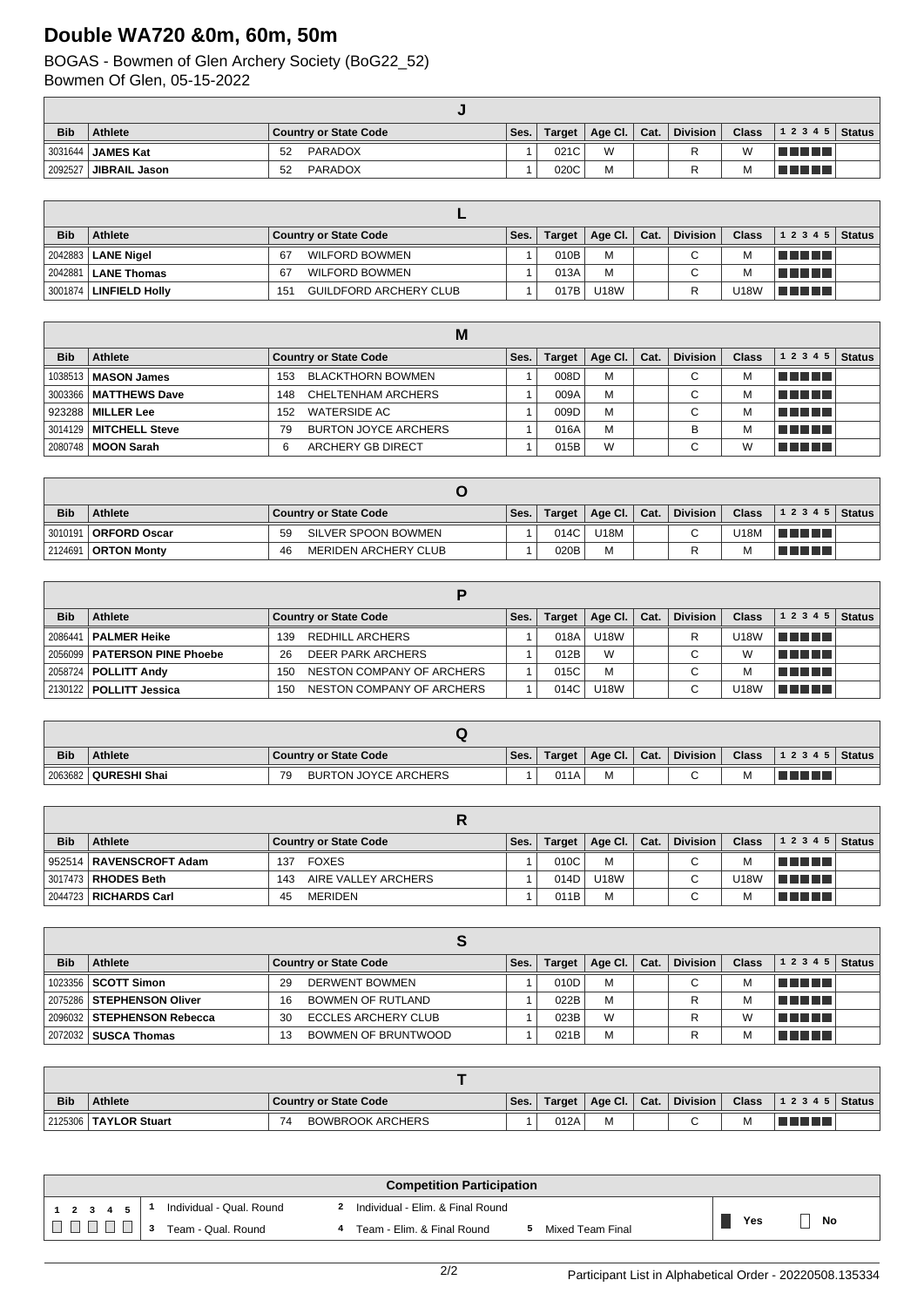# Double WA720 &0m, 60m, 50m

BOGAS - Bowmen of Glen Archery Society (BoG22_52)
Bowmen Of Glen, 05-15-2022

| J | | | | | | | | | | | |
|---|---|---|---|---|---|---|---|---|---|---|---|
| **Bib** | **Athlete** | **Country or State Code** | | **Ses.** | **Target** | **Age Cl.** | **Cat.** | **Division** | **Class** | **1 2 3 4 5** | **Status** |
| 3031644 | **JAMES Kat** | 52 | PARADOX | 1 | 021C | W | | R | W | ■■■■■ | |
| 2092527 | **JIBRAIL Jason** | 52 | PARADOX | 1 | 020C | M | | R | M | ■■■■■ | |

| L | | | | | | | | | | | |
|---|---|---|---|---|---|---|---|---|---|---|---|
| **Bib** | **Athlete** | **Country or State Code** | | **Ses.** | **Target** | **Age Cl.** | **Cat.** | **Division** | **Class** | **1 2 3 4 5** | **Status** |
| 2042883 | **LANE Nigel** | 67 | WILFORD BOWMEN | 1 | 010B | M | | C | M | ■■■■■ | |
| 2042881 | **LANE Thomas** | 67 | WILFORD BOWMEN | 1 | 013A | M | | C | M | ■■■■■ | |
| 3001874 | **LINFIELD Holly** | 151 | GUILDFORD ARCHERY CLUB | 1 | 017B | U18W | | R | U18W | ■■■■■ | |

| M | | | | | | | | | | | |
|---|---|---|---|---|---|---|---|---|---|---|---|
| **Bib** | **Athlete** | **Country or State Code** | | **Ses.** | **Target** | **Age Cl.** | **Cat.** | **Division** | **Class** | **1 2 3 4 5** | **Status** |
| 1038513 | **MASON James** | 153 | BLACKTHORN BOWMEN | 1 | 008D | M | | C | M | ■■■■■ | |
| 3003366 | **MATTHEWS Dave** | 148 | CHELTENHAM ARCHERS | 1 | 009A | M | | C | M | ■■■■■ | |
| 923288 | **MILLER Lee** | 152 | WATERSIDE AC | 1 | 009D | M | | C | M | ■■■■■ | |
| 3014129 | **MITCHELL Steve** | 79 | BURTON JOYCE ARCHERS | 1 | 016A | M | | B | M | ■■■■■ | |
| 2080748 | **MOON Sarah** | 6 | ARCHERY GB DIRECT | 1 | 015B | W | | C | W | ■■■■■ | |

| O | | | | | | | | | | | |
|---|---|---|---|---|---|---|---|---|---|---|---|
| **Bib** | **Athlete** | **Country or State Code** | | **Ses.** | **Target** | **Age Cl.** | **Cat.** | **Division** | **Class** | **1 2 3 4 5** | **Status** |
| 3010191 | **ORFORD Oscar** | 59 | SILVER SPOON BOWMEN | 1 | 014C | U18M | | C | U18M | ■■■■■ | |
| 2124691 | **ORTON Monty** | 46 | MERIDEN ARCHERY CLUB | 1 | 020B | M | | R | M | ■■■■■ | |

| P | | | | | | | | | | | |
|---|---|---|---|---|---|---|---|---|---|---|---|
| **Bib** | **Athlete** | **Country or State Code** | | **Ses.** | **Target** | **Age Cl.** | **Cat.** | **Division** | **Class** | **1 2 3 4 5** | **Status** |
| 2086441 | **PALMER Heike** | 139 | REDHILL ARCHERS | 1 | 018A | U18W | | R | U18W | ■■■■■ | |
| 2056099 | **PATERSON PINE Phoebe** | 26 | DEER PARK ARCHERS | 1 | 012B | W | | C | W | ■■■■■ | |
| 2058724 | **POLLITT Andy** | 150 | NESTON COMPANY OF ARCHERS | 1 | 015C | M | | C | M | ■■■■■ | |
| 2130122 | **POLLITT Jessica** | 150 | NESTON COMPANY OF ARCHERS | 1 | 014C | U18W | | C | U18W | ■■■■■ | |

| Q | | | | | | | | | | | |
|---|---|---|---|---|---|---|---|---|---|---|---|
| **Bib** | **Athlete** | **Country or State Code** | | **Ses.** | **Target** | **Age Cl.** | **Cat.** | **Division** | **Class** | **1 2 3 4 5** | **Status** |
| 2063682 | **QURESHI Shai** | 79 | BURTON JOYCE ARCHERS | 1 | 011A | M | | C | M | ■■■■■ | |

| R | | | | | | | | | | | |
|---|---|---|---|---|---|---|---|---|---|---|---|
| **Bib** | **Athlete** | **Country or State Code** | | **Ses.** | **Target** | **Age Cl.** | **Cat.** | **Division** | **Class** | **1 2 3 4 5** | **Status** |
| 952514 | **RAVENSCROFT Adam** | 137 | FOXES | 1 | 010C | M | | C | M | ■■■■■ | |
| 3017473 | **RHODES Beth** | 143 | AIRE VALLEY ARCHERS | 1 | 014D | U18W | | C | U18W | ■■■■■ | |
| 2044723 | **RICHARDS Carl** | 45 | MERIDEN | 1 | 011B | M | | C | M | ■■■■■ | |

| S | | | | | | | | | | | |
|---|---|---|---|---|---|---|---|---|---|---|---|
| **Bib** | **Athlete** | **Country or State Code** | | **Ses.** | **Target** | **Age Cl.** | **Cat.** | **Division** | **Class** | **1 2 3 4 5** | **Status** |
| 1023356 | **SCOTT Simon** | 29 | DERWENT BOWMEN | 1 | 010D | M | | C | M | ■■■■■ | |
| 2075286 | **STEPHENSON Oliver** | 16 | BOWMEN OF RUTLAND | 1 | 022B | M | | R | M | ■■■■■ | |
| 2096032 | **STEPHENSON Rebecca** | 30 | ECCLES ARCHERY CLUB | 1 | 023B | W | | R | W | ■■■■■ | |
| 2072032 | **SUSCA Thomas** | 13 | BOWMEN OF BRUNTWOOD | 1 | 021B | M | | R | M | ■■■■■ | |

| T | | | | | | | | | | | |
|---|---|---|---|---|---|---|---|---|---|---|---|
| **Bib** | **Athlete** | **Country or State Code** | | **Ses.** | **Target** | **Age Cl.** | **Cat.** | **Division** | **Class** | **1 2 3 4 5** | **Status** |
| 2125306 | **TAYLOR Stuart** | 74 | BOWBROOK ARCHERS | 1 | 012A | M | | C | M | ■■■■■ | |

| Competition Participation | | | | |
|---|---|---|---|---|
| 1 2 3 4 5 | 1 Individual - Qual. Round | 2 Individual - Elim. & Final Round | | ■ Yes |
| □□□□□ | 3 Team - Qual. Round | 4 Team - Elim. & Final Round | 5 Mixed Team Final | □ No |

Participant List in Alphabetical Order - 20220508.135334